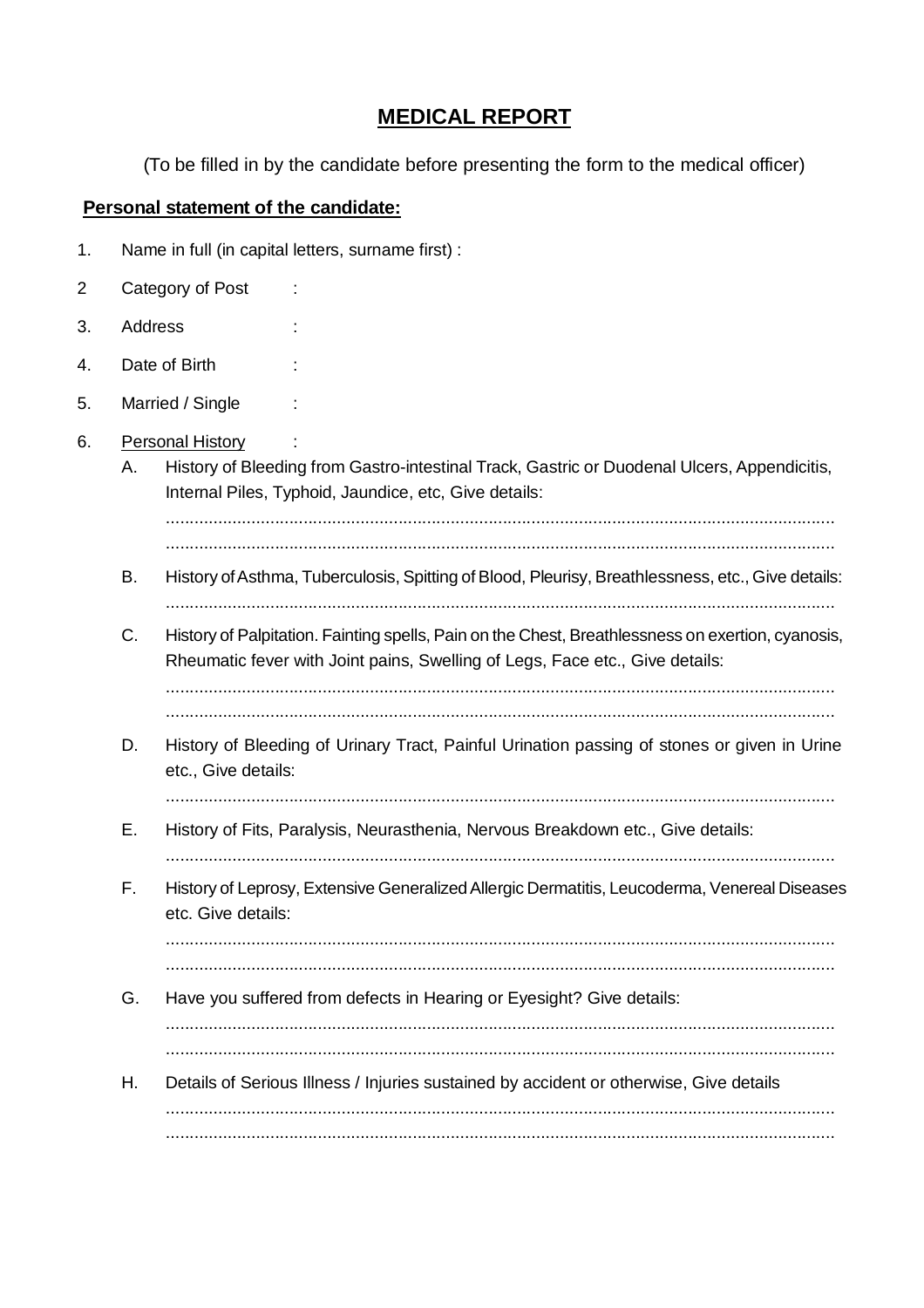# MEDICAL REPORT

(To be filled in by the candidate before presenting the form to the medical officer)

**Personal statement of the candidate:**

1. Name in full (in capital letters, surname first) :

2 Category of Post :

3. Address :

4. Date of Birth :

5. Married / Single :

6. Personal History :

   A. History of Bleeding from Gastro-intestinal Track, Gastric or Duodenal Ulcers, Appendicitis, Internal Piles, Typhoid, Jaundice, etc, Give details:

   ......................................................................................................................................

   ......................................................................................................................................

   B. History of Asthma, Tuberculosis, Spitting of Blood, Pleurisy, Breathlessness, etc., Give details:

   ......................................................................................................................................

   C. History of Palpitation. Fainting spells, Pain on the Chest, Breathlessness on exertion, cyanosis, Rheumatic fever with Joint pains, Swelling of Legs, Face etc., Give details:

   ......................................................................................................................................

   ......................................................................................................................................

   D. History of Bleeding of Urinary Tract, Painful Urination passing of stones or given in Urine etc., Give details:

   ......................................................................................................................................

   E. History of Fits, Paralysis, Neurasthenia, Nervous Breakdown etc., Give details:

   ......................................................................................................................................

   F. History of Leprosy, Extensive Generalized Allergic Dermatitis, Leucoderma, Venereal Diseases etc. Give details:

   ......................................................................................................................................

   ......................................................................................................................................

   G. Have you suffered from defects in Hearing or Eyesight? Give details:

   ......................................................................................................................................

   ......................................................................................................................................

   H. Details of Serious Illness / Injuries sustained by accident or otherwise, Give details

   ......................................................................................................................................

   ......................................................................................................................................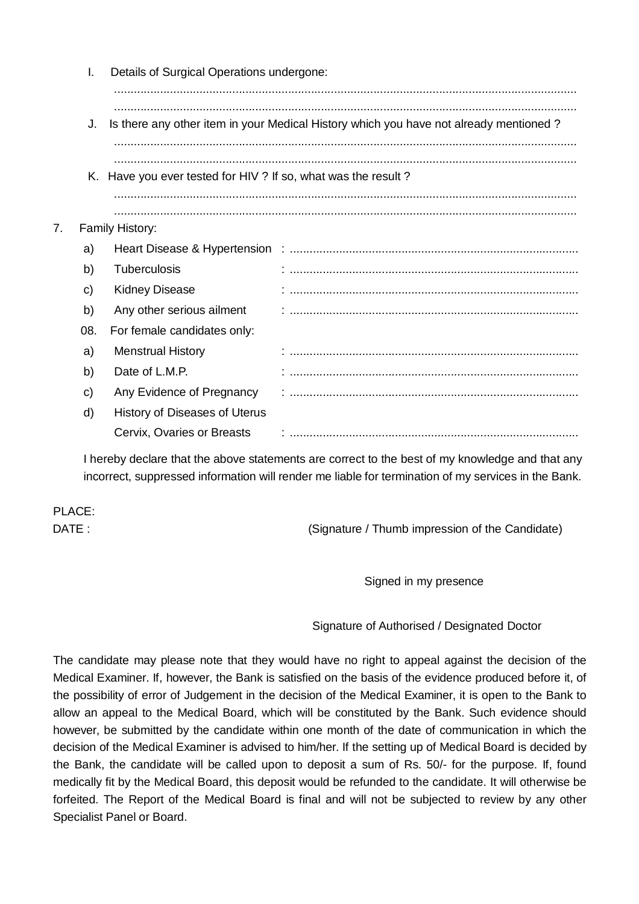I. Details of Surgical Operations undergone:

.............................................................................................................................................

.............................................................................................................................................

J. Is there any other item in your Medical History which you have not already mentioned ?

.............................................................................................................................................

.............................................................................................................................................

K. Have you ever tested for HIV ? If so, what was the result ?

.............................................................................................................................................

.............................................................................................................................................

7. Family History:

| | | |
|---|---|---|
| a) | Heart Disease & Hypertension | : ........................................................................................ |
| b) | Tuberculosis | : ........................................................................................ |
| c) | Kidney Disease | : ........................................................................................ |
| b) | Any other serious ailment | : ........................................................................................ |
| 08. | For female candidates only: | |
| a) | Menstrual History | : ........................................................................................ |
| b) | Date of L.M.P. | : ........................................................................................ |
| c) | Any Evidence of Pregnancy | : ........................................................................................ |
| d) | History of Diseases of Uterus Cervix, Ovaries or Breasts | : ........................................................................................ |

I hereby declare that the above statements are correct to the best of my knowledge and that any incorrect, suppressed information will render me liable for termination of my services in the Bank.

PLACE:

DATE : (Signature / Thumb impression of the Candidate)

Signed in my presence

Signature of Authorised / Designated Doctor

The candidate may please note that they would have no right to appeal against the decision of the Medical Examiner. If, however, the Bank is satisfied on the basis of the evidence produced before it, of the possibility of error of Judgement in the decision of the Medical Examiner, it is open to the Bank to allow an appeal to the Medical Board, which will be constituted by the Bank. Such evidence should however, be submitted by the candidate within one month of the date of communication in which the decision of the Medical Examiner is advised to him/her. If the setting up of Medical Board is decided by the Bank, the candidate will be called upon to deposit a sum of Rs. 50/- for the purpose. If, found medically fit by the Medical Board, this deposit would be refunded to the candidate. It will otherwise be forfeited. The Report of the Medical Board is final and will not be subjected to review by any other Specialist Panel or Board.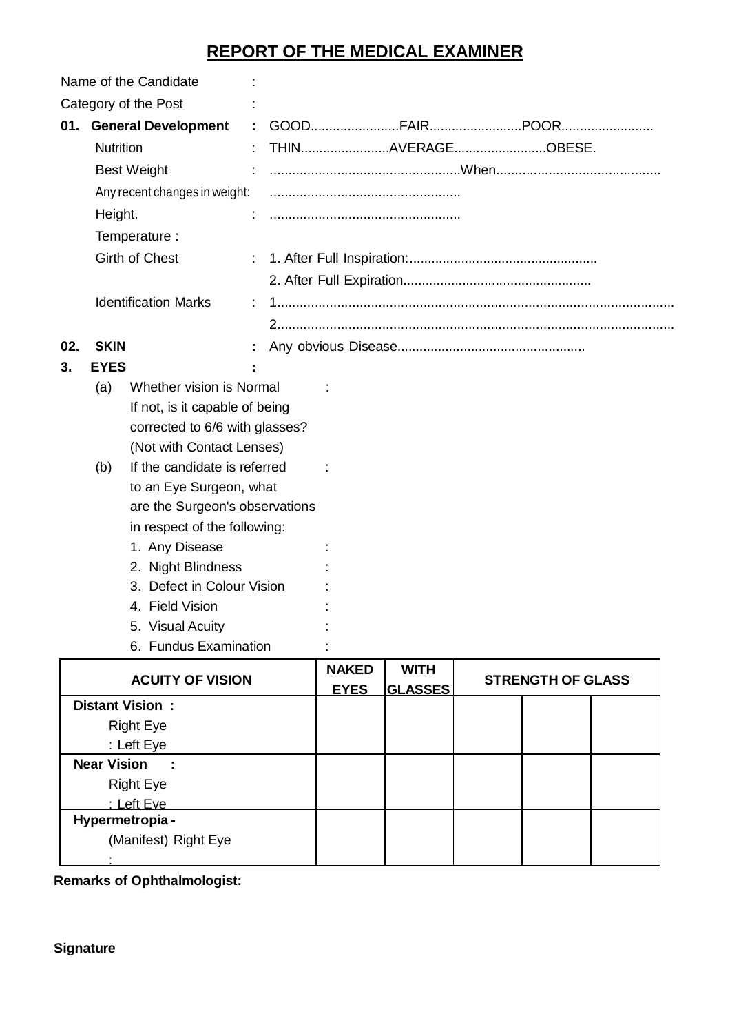# REPORT OF THE MEDICAL EXAMINER

Name of the Candidate :

Category of the Post :

**01. General Development** : GOOD........................FAIR.........................POOR.........................

Nutrition : THIN........................AVERAGE.........................OBESE.

Best Weight : ..................................................When............................................

Any recent changes in weight: ..................................................

Height. : ..................................................

Temperature :

Girth of Chest : 1. After Full Inspiration:..................................................

2. After Full Expiration..................................................

Identification Marks : 1...........................................................................................................

2...........................................................................................................

**02. SKIN** : Any obvious Disease..................................................

**3. EYES** :

(a) Whether vision is Normal If not, is it capable of being corrected to 6/6 with glasses? (Not with Contact Lenses) :

(b) If the candidate is referred to an Eye Surgeon, what are the Surgeon's observations in respect of the following: :

1. Any Disease :
2. Night Blindness :
3. Defect in Colour Vision :
4. Field Vision :
5. Visual Acuity :
6. Fundus Examination :

| ACUITY OF VISION | NAKED EYES | WITH GLASSES | STRENGTH OF GLASS | | |
|---|---|---|---|---|---|
| **Distant Vision :** Right Eye : Left Eye | | | | | |
| **Near Vision :** Right Eye : Left Eye | | | | | |
| **Hypermetropia -** (Manifest) Right Eye : | | | | | |

**Remarks of Ophthalmologist:**

**Signature**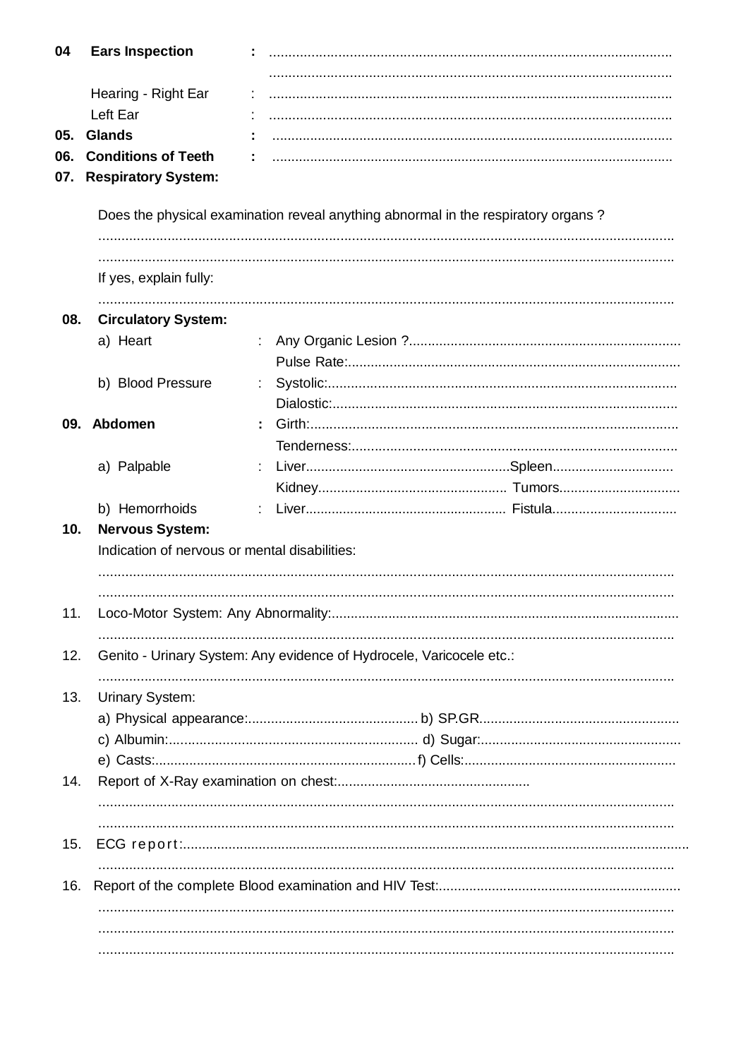**04 Ears Inspection** : ..........................................................................................................
..........................................................................................................

Hearing - Right Ear : ..........................................................................................................

Left Ear : ..........................................................................................................

**05. Glands** : ..........................................................................................................

**06. Conditions of Teeth** : ..........................................................................................................

**07. Respiratory System:**

Does the physical examination reveal anything abnormal in the respiratory organs ?

..........................................................................................................................................

..........................................................................................................................................

If yes, explain fully:

..........................................................................................................................................

**08. Circulatory System:**

a) Heart : Any Organic Lesion ?.......................................................................

Pulse Rate:.......................................................................................

b) Blood Pressure : Systolic:...........................................................................................

Dialostic:.........................................................................................

**09. Abdomen** : Girth:...............................................................................................

Tenderness:.....................................................................................

a) Palpable : Liver.....................................................Spleen................................

Kidney................................................. Tumors................................

b) Hemorrhoids : Liver..................................................... Fistula.................................

**10. Nervous System:**

Indication of nervous or mental disabilities:

..........................................................................................................................................

..........................................................................................................................................

11. Loco-Motor System: Any Abnormality:...........................................................................................

..........................................................................................................................................

12. Genito - Urinary System: Any evidence of Hydrocele, Varicocele etc.:

..........................................................................................................................................

13. Urinary System:

a) Physical appearance:............................................. b) SP.GR....................................................

c) Albumin:................................................................. d) Sugar:....................................................

e) Casts:.................................................................... f) Cells:........................................................

14. Report of X-Ray examination on chest:...................................................

..........................................................................................................................................

..........................................................................................................................................

15. ECG report:..................................................................................................................................

..........................................................................................................................................

16. Report of the complete Blood examination and HIV Test:...............................................................

..........................................................................................................................................

..........................................................................................................................................

..........................................................................................................................................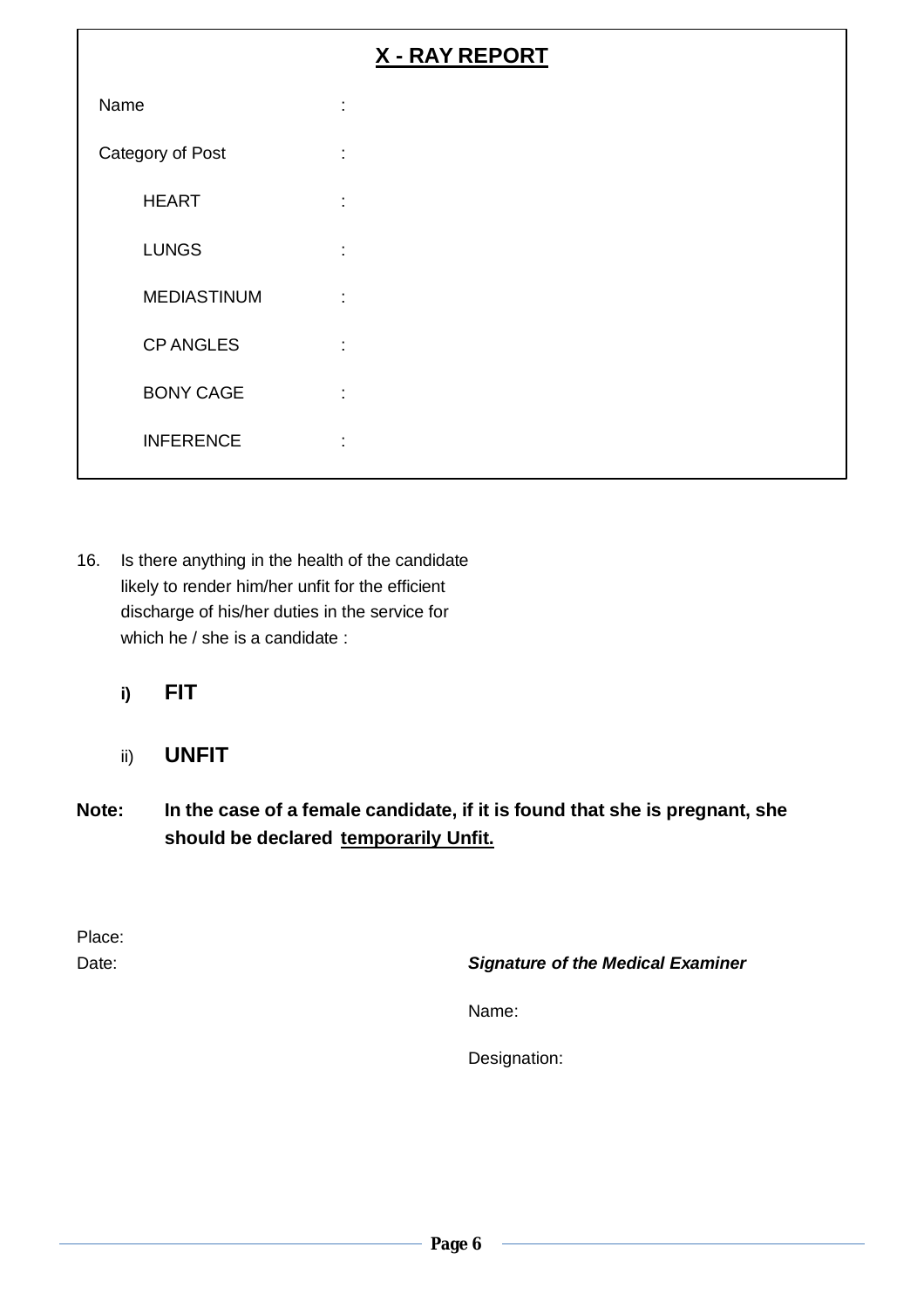## X - RAY REPORT

| | |
|---|---|
| Name | : |
| Category of Post | : |
| HEART | : |
| LUNGS | : |
| MEDIASTINUM | : |
| CP ANGLES | : |
| BONY CAGE | : |
| INFERENCE | : |

16. Is there anything in the health of the candidate likely to render him/her unfit for the efficient discharge of his/her duties in the service for which he / she is a candidate :

    **i)** **FIT**

    ii) **UNFIT**

**Note:** **In the case of a female candidate, if it is found that she is pregnant, she should be declared temporarily Unfit.**

Place:

Date:

***Signature of the Medical Examiner***

Name:

Designation: